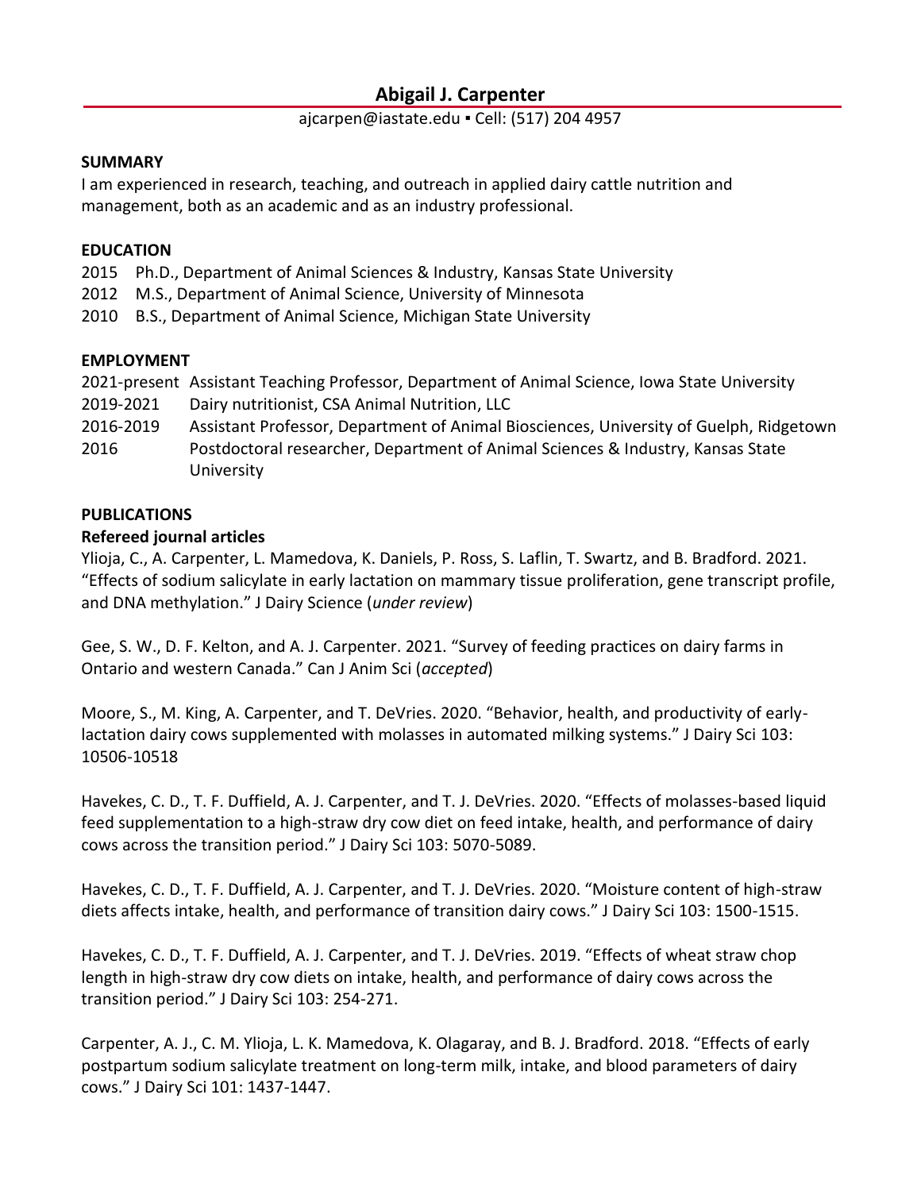# Abigail J. Carpenter

ajcarpen@iastate.edu ▪ Cell: (517) 204 4957

## SUMMARY

I am experienced in research, teaching, and outreach in applied dairy cattle nutrition and management, both as an academic and as an industry professional.

## EDUCATION

2015 Ph.D., Department of Animal Sciences & Industry, Kansas State University
2012 M.S., Department of Animal Science, University of Minnesota
2010 B.S., Department of Animal Science, Michigan State University

## EMPLOYMENT

2021-present Assistant Teaching Professor, Department of Animal Science, Iowa State University
2019-2021 Dairy nutritionist, CSA Animal Nutrition, LLC
2016-2019 Assistant Professor, Department of Animal Biosciences, University of Guelph, Ridgetown
2016 Postdoctoral researcher, Department of Animal Sciences & Industry, Kansas State University

## PUBLICATIONS

### Refereed journal articles

Ylioja, C., A. Carpenter, L. Mamedova, K. Daniels, P. Ross, S. Laflin, T. Swartz, and B. Bradford. 2021. "Effects of sodium salicylate in early lactation on mammary tissue proliferation, gene transcript profile, and DNA methylation." J Dairy Science (*under review*)

Gee, S. W., D. F. Kelton, and A. J. Carpenter. 2021. "Survey of feeding practices on dairy farms in Ontario and western Canada." Can J Anim Sci (*accepted*)

Moore, S., M. King, A. Carpenter, and T. DeVries. 2020. "Behavior, health, and productivity of early-lactation dairy cows supplemented with molasses in automated milking systems." J Dairy Sci 103: 10506-10518

Havekes, C. D., T. F. Duffield, A. J. Carpenter, and T. J. DeVries. 2020. "Effects of molasses-based liquid feed supplementation to a high-straw dry cow diet on feed intake, health, and performance of dairy cows across the transition period." J Dairy Sci 103: 5070-5089.

Havekes, C. D., T. F. Duffield, A. J. Carpenter, and T. J. DeVries. 2020. "Moisture content of high-straw diets affects intake, health, and performance of transition dairy cows." J Dairy Sci 103: 1500-1515.

Havekes, C. D., T. F. Duffield, A. J. Carpenter, and T. J. DeVries. 2019. "Effects of wheat straw chop length in high-straw dry cow diets on intake, health, and performance of dairy cows across the transition period." J Dairy Sci 103: 254-271.

Carpenter, A. J., C. M. Ylioja, L. K. Mamedova, K. Olagaray, and B. J. Bradford. 2018. "Effects of early postpartum sodium salicylate treatment on long-term milk, intake, and blood parameters of dairy cows." J Dairy Sci 101: 1437-1447.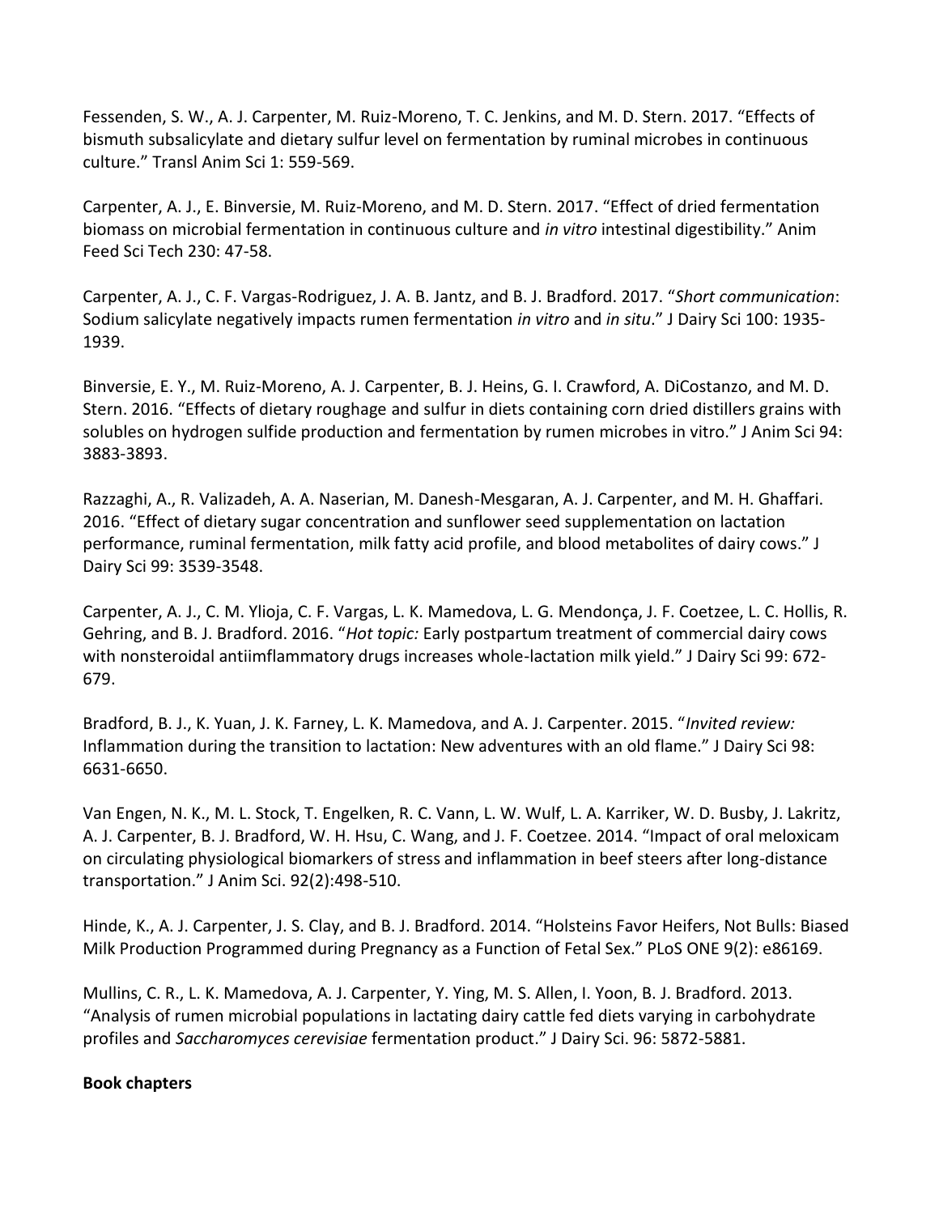Fessenden, S. W., A. J. Carpenter, M. Ruiz-Moreno, T. C. Jenkins, and M. D. Stern. 2017. "Effects of bismuth subsalicylate and dietary sulfur level on fermentation by ruminal microbes in continuous culture." Transl Anim Sci 1: 559-569.

Carpenter, A. J., E. Binversie, M. Ruiz-Moreno, and M. D. Stern. 2017. "Effect of dried fermentation biomass on microbial fermentation in continuous culture and *in vitro* intestinal digestibility." Anim Feed Sci Tech 230: 47-58.

Carpenter, A. J., C. F. Vargas-Rodriguez, J. A. B. Jantz, and B. J. Bradford. 2017. "*Short communication*: Sodium salicylate negatively impacts rumen fermentation *in vitro* and *in situ*." J Dairy Sci 100: 1935-1939.

Binversie, E. Y., M. Ruiz-Moreno, A. J. Carpenter, B. J. Heins, G. I. Crawford, A. DiCostanzo, and M. D. Stern. 2016. "Effects of dietary roughage and sulfur in diets containing corn dried distillers grains with solubles on hydrogen sulfide production and fermentation by rumen microbes in vitro." J Anim Sci 94: 3883-3893.

Razzaghi, A., R. Valizadeh, A. A. Naserian, M. Danesh-Mesgaran, A. J. Carpenter, and M. H. Ghaffari. 2016. "Effect of dietary sugar concentration and sunflower seed supplementation on lactation performance, ruminal fermentation, milk fatty acid profile, and blood metabolites of dairy cows." J Dairy Sci 99: 3539-3548.

Carpenter, A. J., C. M. Ylioja, C. F. Vargas, L. K. Mamedova, L. G. Mendonça, J. F. Coetzee, L. C. Hollis, R. Gehring, and B. J. Bradford. 2016. "*Hot topic:* Early postpartum treatment of commercial dairy cows with nonsteroidal antiimflammatory drugs increases whole-lactation milk yield." J Dairy Sci 99: 672-679.

Bradford, B. J., K. Yuan, J. K. Farney, L. K. Mamedova, and A. J. Carpenter. 2015. "*Invited review:* Inflammation during the transition to lactation: New adventures with an old flame." J Dairy Sci 98: 6631-6650.

Van Engen, N. K., M. L. Stock, T. Engelken, R. C. Vann, L. W. Wulf, L. A. Karriker, W. D. Busby, J. Lakritz, A. J. Carpenter, B. J. Bradford, W. H. Hsu, C. Wang, and J. F. Coetzee. 2014. "Impact of oral meloxicam on circulating physiological biomarkers of stress and inflammation in beef steers after long-distance transportation." J Anim Sci. 92(2):498-510.

Hinde, K., A. J. Carpenter, J. S. Clay, and B. J. Bradford. 2014. "Holsteins Favor Heifers, Not Bulls: Biased Milk Production Programmed during Pregnancy as a Function of Fetal Sex." PLoS ONE 9(2): e86169.

Mullins, C. R., L. K. Mamedova, A. J. Carpenter, Y. Ying, M. S. Allen, I. Yoon, B. J. Bradford. 2013. "Analysis of rumen microbial populations in lactating dairy cattle fed diets varying in carbohydrate profiles and *Saccharomyces cerevisiae* fermentation product." J Dairy Sci. 96: 5872-5881.

**Book chapters**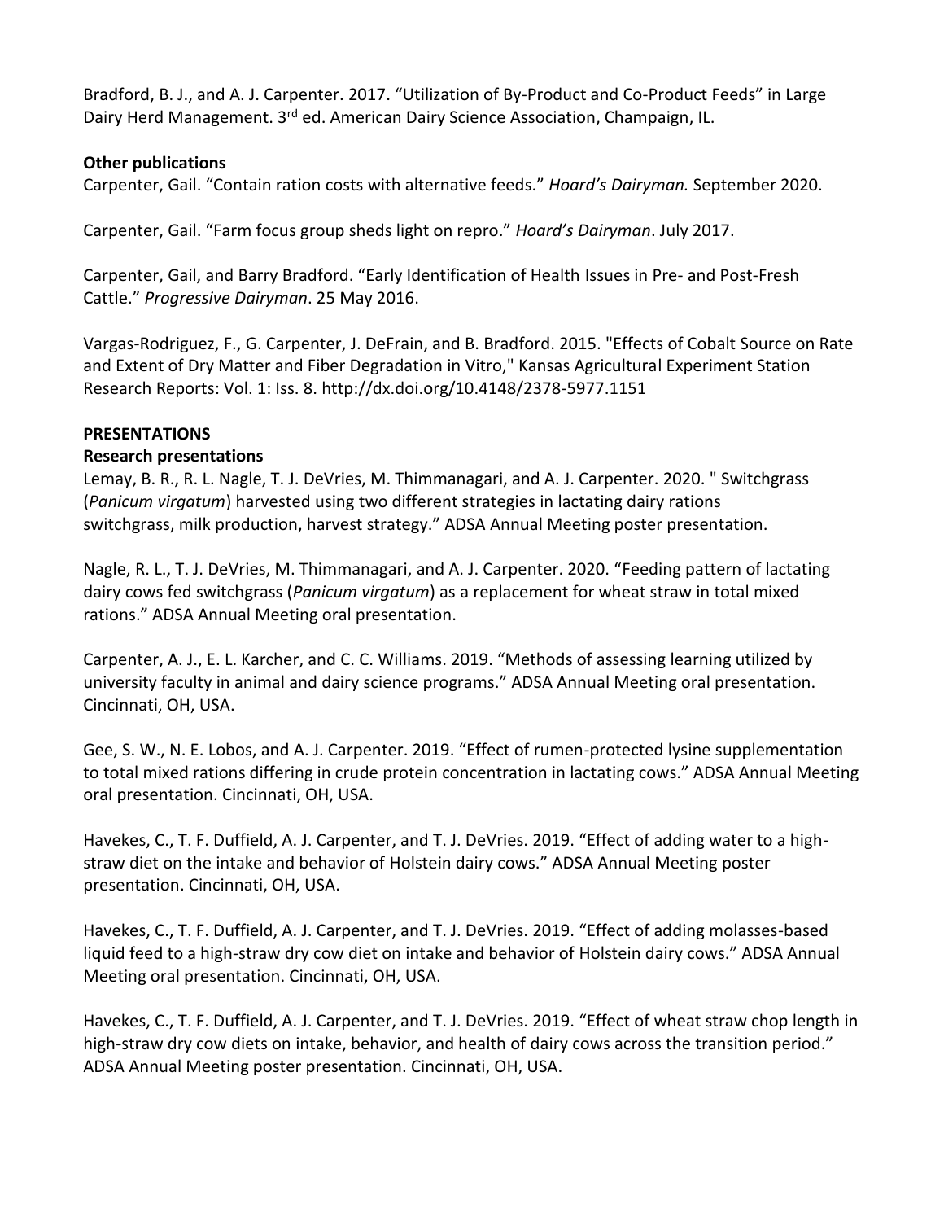Bradford, B. J., and A. J. Carpenter. 2017. "Utilization of By-Product and Co-Product Feeds" in Large Dairy Herd Management. 3rd ed. American Dairy Science Association, Champaign, IL.

**Other publications**

Carpenter, Gail. "Contain ration costs with alternative feeds." *Hoard's Dairyman.* September 2020.

Carpenter, Gail. "Farm focus group sheds light on repro." *Hoard's Dairyman*. July 2017.

Carpenter, Gail, and Barry Bradford. "Early Identification of Health Issues in Pre- and Post-Fresh Cattle." *Progressive Dairyman*. 25 May 2016.

Vargas-Rodriguez, F., G. Carpenter, J. DeFrain, and B. Bradford. 2015. "Effects of Cobalt Source on Rate and Extent of Dry Matter and Fiber Degradation in Vitro," Kansas Agricultural Experiment Station Research Reports: Vol. 1: Iss. 8. http://dx.doi.org/10.4148/2378-5977.1151

**PRESENTATIONS**

**Research presentations**

Lemay, B. R., R. L. Nagle, T. J. DeVries, M. Thimmanagari, and A. J. Carpenter. 2020. " Switchgrass (*Panicum virgatum*) harvested using two different strategies in lactating dairy rations switchgrass, milk production, harvest strategy." ADSA Annual Meeting poster presentation.

Nagle, R. L., T. J. DeVries, M. Thimmanagari, and A. J. Carpenter. 2020. "Feeding pattern of lactating dairy cows fed switchgrass (*Panicum virgatum*) as a replacement for wheat straw in total mixed rations." ADSA Annual Meeting oral presentation.

Carpenter, A. J., E. L. Karcher, and C. C. Williams. 2019. "Methods of assessing learning utilized by university faculty in animal and dairy science programs." ADSA Annual Meeting oral presentation. Cincinnati, OH, USA.

Gee, S. W., N. E. Lobos, and A. J. Carpenter. 2019. "Effect of rumen-protected lysine supplementation to total mixed rations differing in crude protein concentration in lactating cows." ADSA Annual Meeting oral presentation. Cincinnati, OH, USA.

Havekes, C., T. F. Duffield, A. J. Carpenter, and T. J. DeVries. 2019. "Effect of adding water to a high-straw diet on the intake and behavior of Holstein dairy cows." ADSA Annual Meeting poster presentation. Cincinnati, OH, USA.

Havekes, C., T. F. Duffield, A. J. Carpenter, and T. J. DeVries. 2019. "Effect of adding molasses-based liquid feed to a high-straw dry cow diet on intake and behavior of Holstein dairy cows." ADSA Annual Meeting oral presentation. Cincinnati, OH, USA.

Havekes, C., T. F. Duffield, A. J. Carpenter, and T. J. DeVries. 2019. "Effect of wheat straw chop length in high-straw dry cow diets on intake, behavior, and health of dairy cows across the transition period." ADSA Annual Meeting poster presentation. Cincinnati, OH, USA.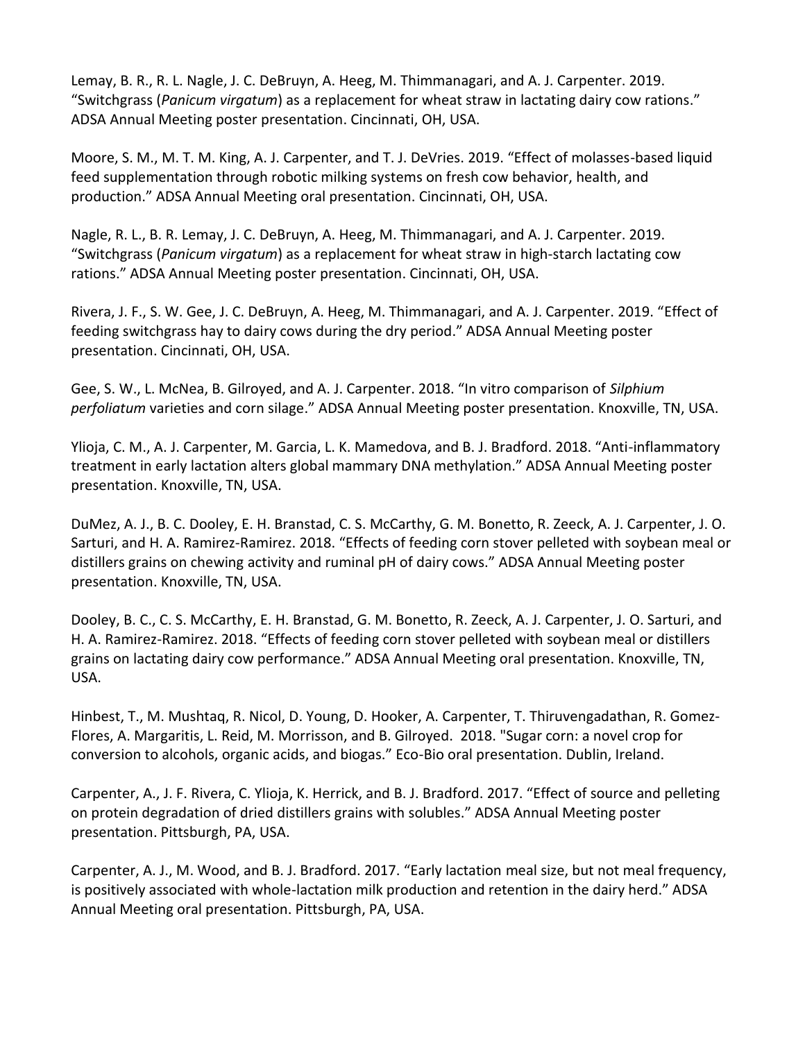Lemay, B. R., R. L. Nagle, J. C. DeBruyn, A. Heeg, M. Thimmanagari, and A. J. Carpenter. 2019. "Switchgrass (*Panicum virgatum*) as a replacement for wheat straw in lactating dairy cow rations." ADSA Annual Meeting poster presentation. Cincinnati, OH, USA.

Moore, S. M., M. T. M. King, A. J. Carpenter, and T. J. DeVries. 2019. "Effect of molasses-based liquid feed supplementation through robotic milking systems on fresh cow behavior, health, and production." ADSA Annual Meeting oral presentation. Cincinnati, OH, USA.

Nagle, R. L., B. R. Lemay, J. C. DeBruyn, A. Heeg, M. Thimmanagari, and A. J. Carpenter. 2019. "Switchgrass (*Panicum virgatum*) as a replacement for wheat straw in high-starch lactating cow rations." ADSA Annual Meeting poster presentation. Cincinnati, OH, USA.

Rivera, J. F., S. W. Gee, J. C. DeBruyn, A. Heeg, M. Thimmanagari, and A. J. Carpenter. 2019. "Effect of feeding switchgrass hay to dairy cows during the dry period." ADSA Annual Meeting poster presentation. Cincinnati, OH, USA.

Gee, S. W., L. McNea, B. Gilroyed, and A. J. Carpenter. 2018. "In vitro comparison of *Silphium perfoliatum* varieties and corn silage." ADSA Annual Meeting poster presentation. Knoxville, TN, USA.

Ylioja, C. M., A. J. Carpenter, M. Garcia, L. K. Mamedova, and B. J. Bradford. 2018. "Anti-inflammatory treatment in early lactation alters global mammary DNA methylation." ADSA Annual Meeting poster presentation. Knoxville, TN, USA.

DuMez, A. J., B. C. Dooley, E. H. Branstad, C. S. McCarthy, G. M. Bonetto, R. Zeeck, A. J. Carpenter, J. O. Sarturi, and H. A. Ramirez-Ramirez. 2018. "Effects of feeding corn stover pelleted with soybean meal or distillers grains on chewing activity and ruminal pH of dairy cows." ADSA Annual Meeting poster presentation. Knoxville, TN, USA.

Dooley, B. C., C. S. McCarthy, E. H. Branstad, G. M. Bonetto, R. Zeeck, A. J. Carpenter, J. O. Sarturi, and H. A. Ramirez-Ramirez. 2018. "Effects of feeding corn stover pelleted with soybean meal or distillers grains on lactating dairy cow performance." ADSA Annual Meeting oral presentation. Knoxville, TN, USA.

Hinbest, T., M. Mushtaq, R. Nicol, D. Young, D. Hooker, A. Carpenter, T. Thiruvengadathan, R. Gomez-Flores, A. Margaritis, L. Reid, M. Morrisson, and B. Gilroyed. 2018. "Sugar corn: a novel crop for conversion to alcohols, organic acids, and biogas." Eco-Bio oral presentation. Dublin, Ireland.

Carpenter, A., J. F. Rivera, C. Ylioja, K. Herrick, and B. J. Bradford. 2017. "Effect of source and pelleting on protein degradation of dried distillers grains with solubles." ADSA Annual Meeting poster presentation. Pittsburgh, PA, USA.

Carpenter, A. J., M. Wood, and B. J. Bradford. 2017. "Early lactation meal size, but not meal frequency, is positively associated with whole-lactation milk production and retention in the dairy herd." ADSA Annual Meeting oral presentation. Pittsburgh, PA, USA.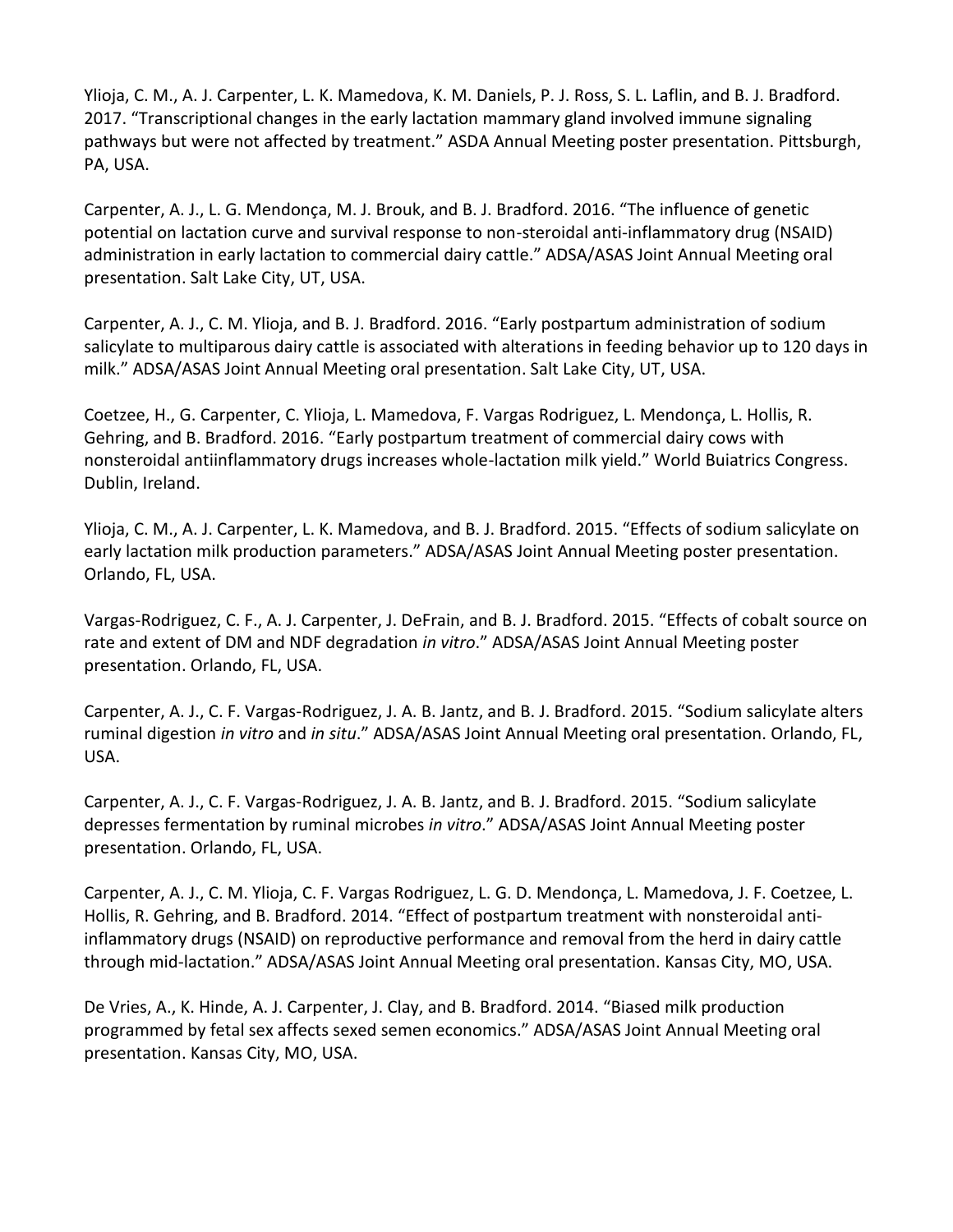Ylioja, C. M., A. J. Carpenter, L. K. Mamedova, K. M. Daniels, P. J. Ross, S. L. Laflin, and B. J. Bradford. 2017. "Transcriptional changes in the early lactation mammary gland involved immune signaling pathways but were not affected by treatment." ASDA Annual Meeting poster presentation. Pittsburgh, PA, USA.

Carpenter, A. J., L. G. Mendonça, M. J. Brouk, and B. J. Bradford. 2016. "The influence of genetic potential on lactation curve and survival response to non-steroidal anti-inflammatory drug (NSAID) administration in early lactation to commercial dairy cattle." ADSA/ASAS Joint Annual Meeting oral presentation. Salt Lake City, UT, USA.

Carpenter, A. J., C. M. Ylioja, and B. J. Bradford. 2016. "Early postpartum administration of sodium salicylate to multiparous dairy cattle is associated with alterations in feeding behavior up to 120 days in milk." ADSA/ASAS Joint Annual Meeting oral presentation. Salt Lake City, UT, USA.

Coetzee, H., G. Carpenter, C. Ylioja, L. Mamedova, F. Vargas Rodriguez, L. Mendonça, L. Hollis, R. Gehring, and B. Bradford. 2016. "Early postpartum treatment of commercial dairy cows with nonsteroidal antiinflammatory drugs increases whole-lactation milk yield." World Buiatrics Congress. Dublin, Ireland.

Ylioja, C. M., A. J. Carpenter, L. K. Mamedova, and B. J. Bradford. 2015. "Effects of sodium salicylate on early lactation milk production parameters." ADSA/ASAS Joint Annual Meeting poster presentation. Orlando, FL, USA.

Vargas-Rodriguez, C. F., A. J. Carpenter, J. DeFrain, and B. J. Bradford. 2015. "Effects of cobalt source on rate and extent of DM and NDF degradation *in vitro*." ADSA/ASAS Joint Annual Meeting poster presentation. Orlando, FL, USA.

Carpenter, A. J., C. F. Vargas-Rodriguez, J. A. B. Jantz, and B. J. Bradford. 2015. "Sodium salicylate alters ruminal digestion *in vitro* and *in situ*." ADSA/ASAS Joint Annual Meeting oral presentation. Orlando, FL, USA.

Carpenter, A. J., C. F. Vargas-Rodriguez, J. A. B. Jantz, and B. J. Bradford. 2015. "Sodium salicylate depresses fermentation by ruminal microbes *in vitro*." ADSA/ASAS Joint Annual Meeting poster presentation. Orlando, FL, USA.

Carpenter, A. J., C. M. Ylioja, C. F. Vargas Rodriguez, L. G. D. Mendonça, L. Mamedova, J. F. Coetzee, L. Hollis, R. Gehring, and B. Bradford. 2014. "Effect of postpartum treatment with nonsteroidal anti-inflammatory drugs (NSAID) on reproductive performance and removal from the herd in dairy cattle through mid-lactation." ADSA/ASAS Joint Annual Meeting oral presentation. Kansas City, MO, USA.

De Vries, A., K. Hinde, A. J. Carpenter, J. Clay, and B. Bradford. 2014. "Biased milk production programmed by fetal sex affects sexed semen economics." ADSA/ASAS Joint Annual Meeting oral presentation. Kansas City, MO, USA.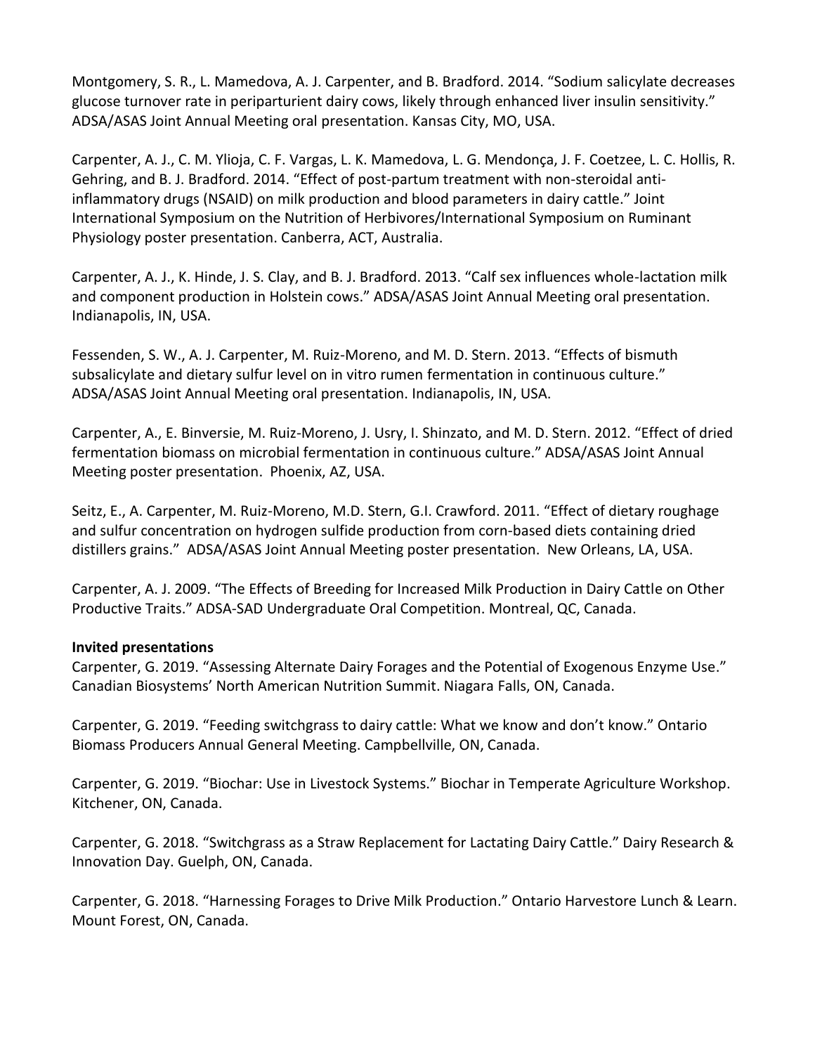Montgomery, S. R., L. Mamedova, A. J. Carpenter, and B. Bradford. 2014. "Sodium salicylate decreases glucose turnover rate in periparturient dairy cows, likely through enhanced liver insulin sensitivity." ADSA/ASAS Joint Annual Meeting oral presentation. Kansas City, MO, USA.

Carpenter, A. J., C. M. Ylioja, C. F. Vargas, L. K. Mamedova, L. G. Mendonça, J. F. Coetzee, L. C. Hollis, R. Gehring, and B. J. Bradford. 2014. "Effect of post-partum treatment with non-steroidal anti-inflammatory drugs (NSAID) on milk production and blood parameters in dairy cattle." Joint International Symposium on the Nutrition of Herbivores/International Symposium on Ruminant Physiology poster presentation. Canberra, ACT, Australia.

Carpenter, A. J., K. Hinde, J. S. Clay, and B. J. Bradford. 2013. "Calf sex influences whole-lactation milk and component production in Holstein cows." ADSA/ASAS Joint Annual Meeting oral presentation. Indianapolis, IN, USA.

Fessenden, S. W., A. J. Carpenter, M. Ruiz-Moreno, and M. D. Stern. 2013. "Effects of bismuth subsalicylate and dietary sulfur level on in vitro rumen fermentation in continuous culture." ADSA/ASAS Joint Annual Meeting oral presentation. Indianapolis, IN, USA.

Carpenter, A., E. Binversie, M. Ruiz-Moreno, J. Usry, I. Shinzato, and M. D. Stern. 2012. "Effect of dried fermentation biomass on microbial fermentation in continuous culture." ADSA/ASAS Joint Annual Meeting poster presentation. Phoenix, AZ, USA.

Seitz, E., A. Carpenter, M. Ruiz-Moreno, M.D. Stern, G.I. Crawford. 2011. "Effect of dietary roughage and sulfur concentration on hydrogen sulfide production from corn-based diets containing dried distillers grains." ADSA/ASAS Joint Annual Meeting poster presentation. New Orleans, LA, USA.

Carpenter, A. J. 2009. "The Effects of Breeding for Increased Milk Production in Dairy Cattle on Other Productive Traits." ADSA-SAD Undergraduate Oral Competition. Montreal, QC, Canada.

**Invited presentations**

Carpenter, G. 2019. "Assessing Alternate Dairy Forages and the Potential of Exogenous Enzyme Use." Canadian Biosystems' North American Nutrition Summit. Niagara Falls, ON, Canada.

Carpenter, G. 2019. "Feeding switchgrass to dairy cattle: What we know and don't know." Ontario Biomass Producers Annual General Meeting. Campbellville, ON, Canada.

Carpenter, G. 2019. "Biochar: Use in Livestock Systems." Biochar in Temperate Agriculture Workshop. Kitchener, ON, Canada.

Carpenter, G. 2018. "Switchgrass as a Straw Replacement for Lactating Dairy Cattle." Dairy Research & Innovation Day. Guelph, ON, Canada.

Carpenter, G. 2018. "Harnessing Forages to Drive Milk Production." Ontario Harvestore Lunch & Learn. Mount Forest, ON, Canada.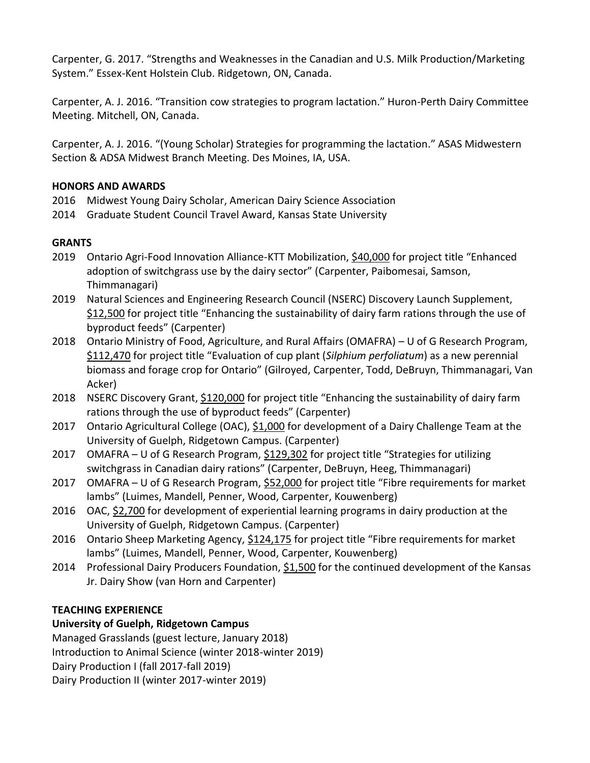Carpenter, G. 2017. "Strengths and Weaknesses in the Canadian and U.S. Milk Production/Marketing System." Essex-Kent Holstein Club. Ridgetown, ON, Canada.

Carpenter, A. J. 2016. "Transition cow strategies to program lactation." Huron-Perth Dairy Committee Meeting. Mitchell, ON, Canada.

Carpenter, A. J. 2016. "(Young Scholar) Strategies for programming the lactation." ASAS Midwestern Section & ADSA Midwest Branch Meeting. Des Moines, IA, USA.

**HONORS AND AWARDS**

2016 Midwest Young Dairy Scholar, American Dairy Science Association
2014 Graduate Student Council Travel Award, Kansas State University

**GRANTS**

2019 Ontario Agri-Food Innovation Alliance-KTT Mobilization, <u>$40,000</u> for project title "Enhanced adoption of switchgrass use by the dairy sector" (Carpenter, Paibomesai, Samson, Thimmanagari)

2019 Natural Sciences and Engineering Research Council (NSERC) Discovery Launch Supplement, <u>$12,500</u> for project title "Enhancing the sustainability of dairy farm rations through the use of byproduct feeds" (Carpenter)

2018 Ontario Ministry of Food, Agriculture, and Rural Affairs (OMAFRA) – U of G Research Program, <u>$112,470</u> for project title "Evaluation of cup plant (*Silphium perfoliatum*) as a new perennial biomass and forage crop for Ontario" (Gilroyed, Carpenter, Todd, DeBruyn, Thimmanagari, Van Acker)

2018 NSERC Discovery Grant, <u>$120,000</u> for project title "Enhancing the sustainability of dairy farm rations through the use of byproduct feeds" (Carpenter)

2017 Ontario Agricultural College (OAC), <u>$1,000</u> for development of a Dairy Challenge Team at the University of Guelph, Ridgetown Campus. (Carpenter)

2017 OMAFRA – U of G Research Program, <u>$129,302</u> for project title "Strategies for utilizing switchgrass in Canadian dairy rations" (Carpenter, DeBruyn, Heeg, Thimmanagari)

2017 OMAFRA – U of G Research Program, <u>$52,000</u> for project title "Fibre requirements for market lambs" (Luimes, Mandell, Penner, Wood, Carpenter, Kouwenberg)

2016 OAC, <u>$2,700</u> for development of experiential learning programs in dairy production at the University of Guelph, Ridgetown Campus. (Carpenter)

2016 Ontario Sheep Marketing Agency, <u>$124,175</u> for project title "Fibre requirements for market lambs" (Luimes, Mandell, Penner, Wood, Carpenter, Kouwenberg)

2014 Professional Dairy Producers Foundation, <u>$1,500</u> for the continued development of the Kansas Jr. Dairy Show (van Horn and Carpenter)

**TEACHING EXPERIENCE**

**University of Guelph, Ridgetown Campus**

Managed Grasslands (guest lecture, January 2018)
Introduction to Animal Science (winter 2018-winter 2019)
Dairy Production I (fall 2017-fall 2019)
Dairy Production II (winter 2017-winter 2019)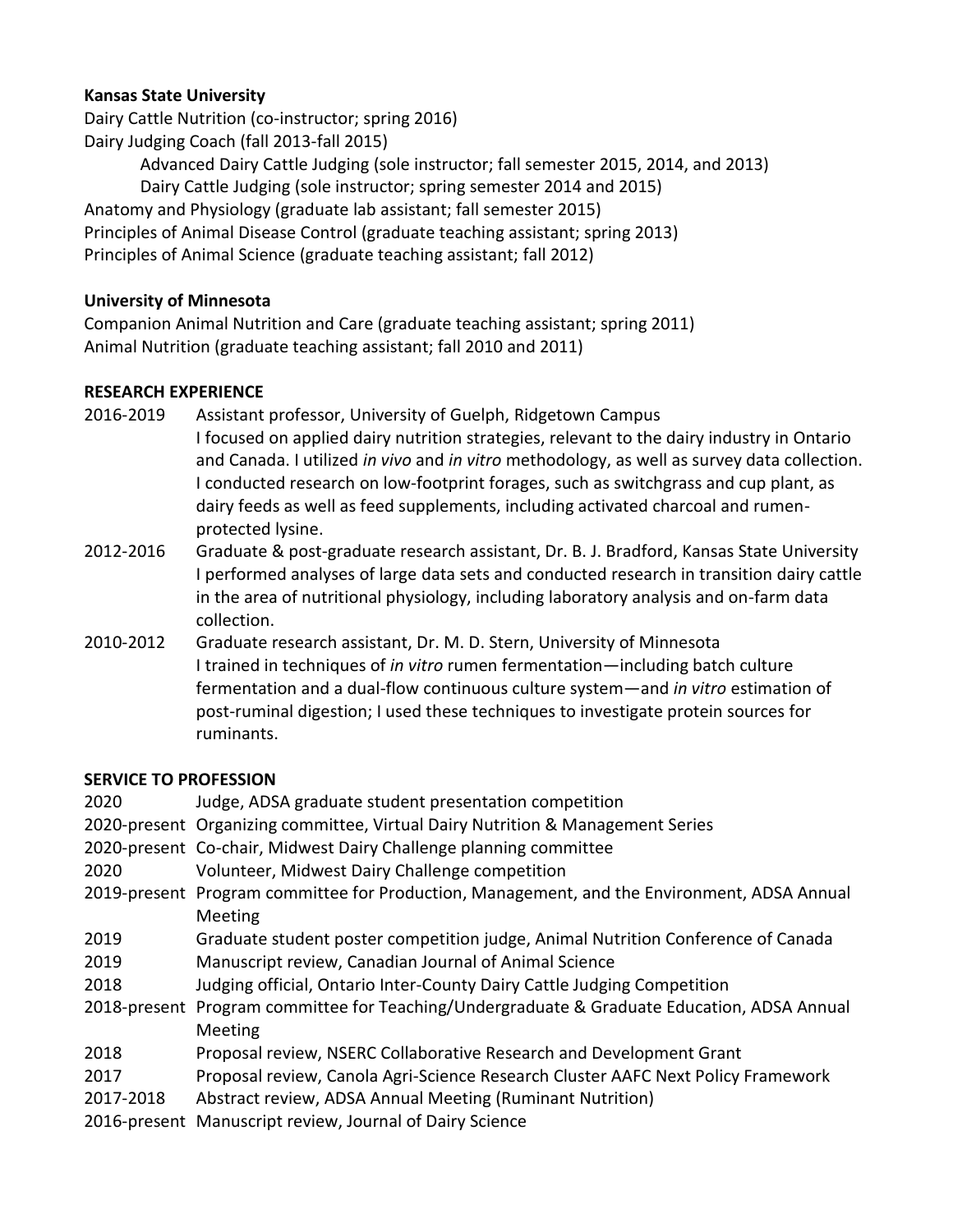**Kansas State University**

Dairy Cattle Nutrition (co-instructor; spring 2016)

Dairy Judging Coach (fall 2013-fall 2015)

- Advanced Dairy Cattle Judging (sole instructor; fall semester 2015, 2014, and 2013)
- Dairy Cattle Judging (sole instructor; spring semester 2014 and 2015)

Anatomy and Physiology (graduate lab assistant; fall semester 2015)

Principles of Animal Disease Control (graduate teaching assistant; spring 2013)

Principles of Animal Science (graduate teaching assistant; fall 2012)

**University of Minnesota**

Companion Animal Nutrition and Care (graduate teaching assistant; spring 2011)

Animal Nutrition (graduate teaching assistant; fall 2010 and 2011)

**RESEARCH EXPERIENCE**

2016-2019 Assistant professor, University of Guelph, Ridgetown Campus
I focused on applied dairy nutrition strategies, relevant to the dairy industry in Ontario and Canada. I utilized *in vivo* and *in vitro* methodology, as well as survey data collection. I conducted research on low-footprint forages, such as switchgrass and cup plant, as dairy feeds as well as feed supplements, including activated charcoal and rumen-protected lysine.

2012-2016 Graduate & post-graduate research assistant, Dr. B. J. Bradford, Kansas State University
I performed analyses of large data sets and conducted research in transition dairy cattle in the area of nutritional physiology, including laboratory analysis and on-farm data collection.

2010-2012 Graduate research assistant, Dr. M. D. Stern, University of Minnesota
I trained in techniques of *in vitro* rumen fermentation—including batch culture fermentation and a dual-flow continuous culture system—and *in vitro* estimation of post-ruminal digestion; I used these techniques to investigate protein sources for ruminants.

**SERVICE TO PROFESSION**

2020 Judge, ADSA graduate student presentation competition

2020-present Organizing committee, Virtual Dairy Nutrition & Management Series

2020-present Co-chair, Midwest Dairy Challenge planning committee

2020 Volunteer, Midwest Dairy Challenge competition

2019-present Program committee for Production, Management, and the Environment, ADSA Annual Meeting

2019 Graduate student poster competition judge, Animal Nutrition Conference of Canada

2019 Manuscript review, Canadian Journal of Animal Science

2018 Judging official, Ontario Inter-County Dairy Cattle Judging Competition

2018-present Program committee for Teaching/Undergraduate & Graduate Education, ADSA Annual Meeting

2018 Proposal review, NSERC Collaborative Research and Development Grant

2017 Proposal review, Canola Agri-Science Research Cluster AAFC Next Policy Framework

2017-2018 Abstract review, ADSA Annual Meeting (Ruminant Nutrition)

2016-present Manuscript review, Journal of Dairy Science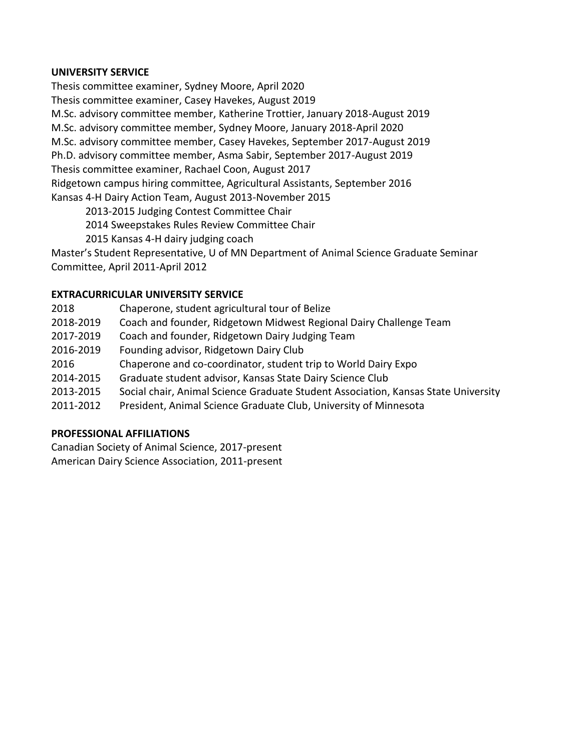## UNIVERSITY SERVICE

Thesis committee examiner, Sydney Moore, April 2020
Thesis committee examiner, Casey Havekes, August 2019
M.Sc. advisory committee member, Katherine Trottier, January 2018-August 2019
M.Sc. advisory committee member, Sydney Moore, January 2018-April 2020
M.Sc. advisory committee member, Casey Havekes, September 2017-August 2019
Ph.D. advisory committee member, Asma Sabir, September 2017-August 2019
Thesis committee examiner, Rachael Coon, August 2017
Ridgetown campus hiring committee, Agricultural Assistants, September 2016
Kansas 4-H Dairy Action Team, August 2013-November 2015

- 2013-2015 Judging Contest Committee Chair
- 2014 Sweepstakes Rules Review Committee Chair
- 2015 Kansas 4-H dairy judging coach

Master's Student Representative, U of MN Department of Animal Science Graduate Seminar Committee, April 2011-April 2012

## EXTRACURRICULAR UNIVERSITY SERVICE

| | |
|---|---|
| 2018 | Chaperone, student agricultural tour of Belize |
| 2018-2019 | Coach and founder, Ridgetown Midwest Regional Dairy Challenge Team |
| 2017-2019 | Coach and founder, Ridgetown Dairy Judging Team |
| 2016-2019 | Founding advisor, Ridgetown Dairy Club |
| 2016 | Chaperone and co-coordinator, student trip to World Dairy Expo |
| 2014-2015 | Graduate student advisor, Kansas State Dairy Science Club |
| 2013-2015 | Social chair, Animal Science Graduate Student Association, Kansas State University |
| 2011-2012 | President, Animal Science Graduate Club, University of Minnesota |

## PROFESSIONAL AFFILIATIONS

Canadian Society of Animal Science, 2017-present
American Dairy Science Association, 2011-present